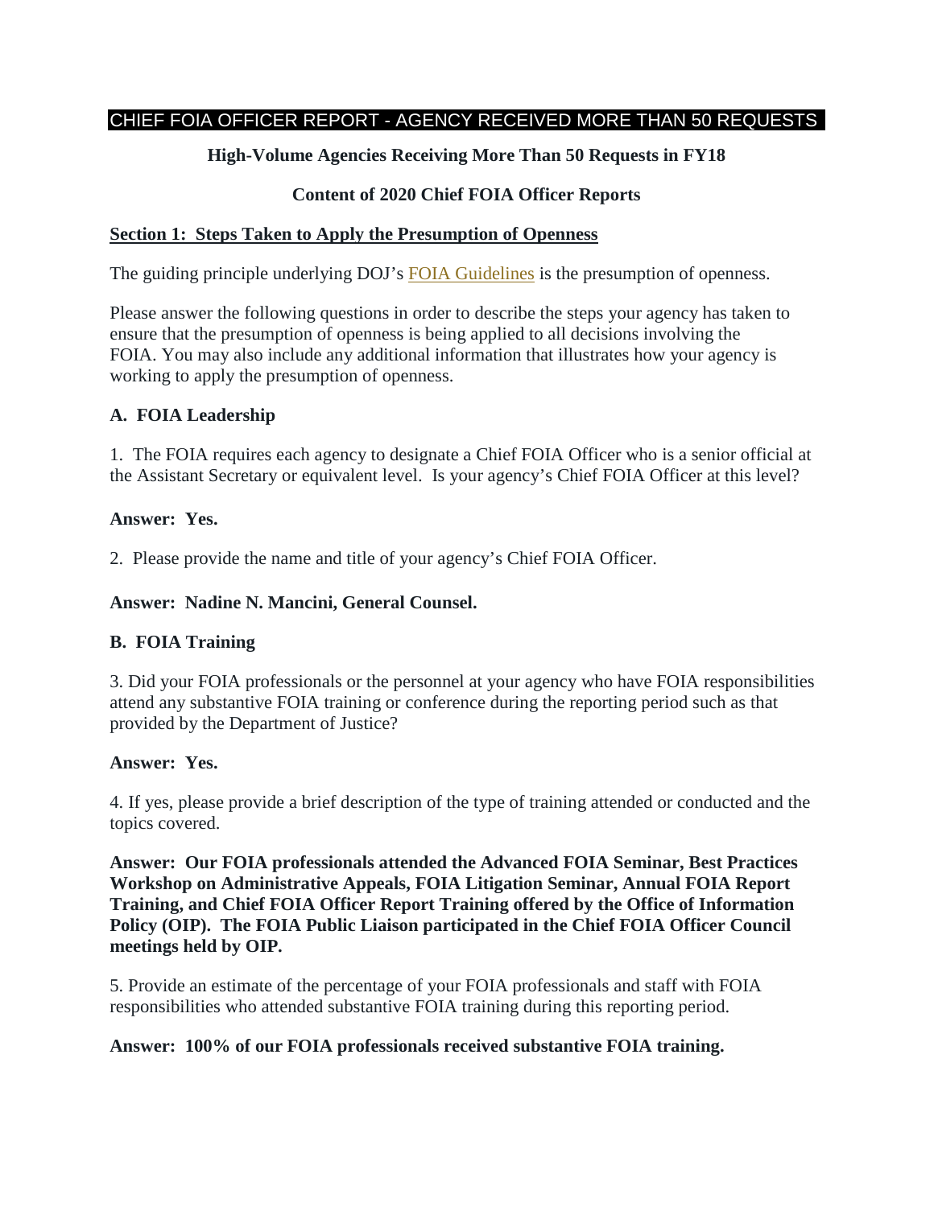CHIEF FOIA OFFICER REPORT - AGENCY RECEIVED MORE THAN 50 REQUESTS

**High-Volume Agencies Receiving More Than 50 Requests in FY18**

**Content of 2020 Chief FOIA Officer Reports**

## Section 1: Steps Taken to Apply the Presumption of Openness

The guiding principle underlying DOJ's FOIA Guidelines is the presumption of openness.

Please answer the following questions in order to describe the steps your agency has taken to ensure that the presumption of openness is being applied to all decisions involving the FOIA. You may also include any additional information that illustrates how your agency is working to apply the presumption of openness.

### A. FOIA Leadership

1. The FOIA requires each agency to designate a Chief FOIA Officer who is a senior official at the Assistant Secretary or equivalent level. Is your agency's Chief FOIA Officer at this level?

**Answer: Yes.**

2. Please provide the name and title of your agency's Chief FOIA Officer.

**Answer: Nadine N. Mancini, General Counsel.**

### B. FOIA Training

3. Did your FOIA professionals or the personnel at your agency who have FOIA responsibilities attend any substantive FOIA training or conference during the reporting period such as that provided by the Department of Justice?

**Answer: Yes.**

4. If yes, please provide a brief description of the type of training attended or conducted and the topics covered.

**Answer: Our FOIA professionals attended the Advanced FOIA Seminar, Best Practices Workshop on Administrative Appeals, FOIA Litigation Seminar, Annual FOIA Report Training, and Chief FOIA Officer Report Training offered by the Office of Information Policy (OIP). The FOIA Public Liaison participated in the Chief FOIA Officer Council meetings held by OIP.**

5. Provide an estimate of the percentage of your FOIA professionals and staff with FOIA responsibilities who attended substantive FOIA training during this reporting period.

**Answer: 100% of our FOIA professionals received substantive FOIA training.**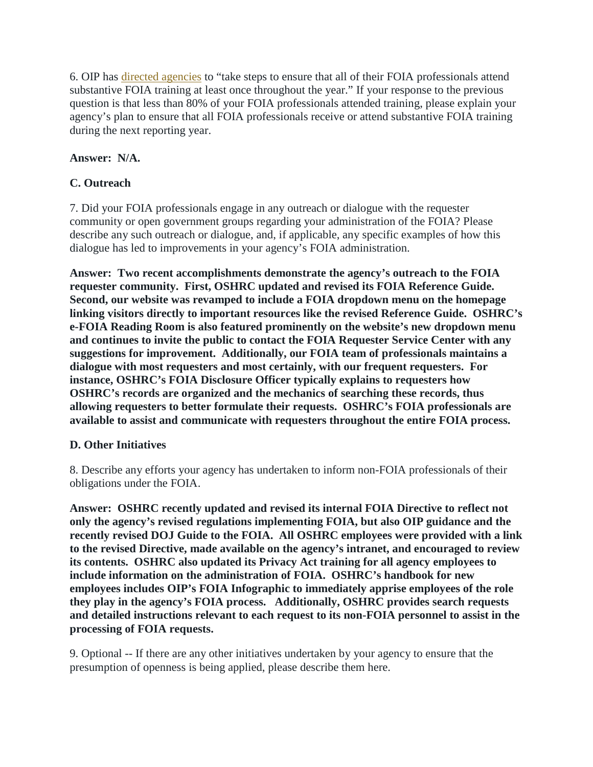6. OIP has [directed agencies](directed agencies) to "take steps to ensure that all of their FOIA professionals attend substantive FOIA training at least once throughout the year." If your response to the previous question is that less than 80% of your FOIA professionals attended training, please explain your agency's plan to ensure that all FOIA professionals receive or attend substantive FOIA training during the next reporting year.

**Answer: N/A.**

### C. Outreach

7. Did your FOIA professionals engage in any outreach or dialogue with the requester community or open government groups regarding your administration of the FOIA? Please describe any such outreach or dialogue, and, if applicable, any specific examples of how this dialogue has led to improvements in your agency's FOIA administration.

**Answer: Two recent accomplishments demonstrate the agency's outreach to the FOIA requester community. First, OSHRC updated and revised its FOIA Reference Guide. Second, our website was revamped to include a FOIA dropdown menu on the homepage linking visitors directly to important resources like the revised Reference Guide. OSHRC's e-FOIA Reading Room is also featured prominently on the website's new dropdown menu and continues to invite the public to contact the FOIA Requester Service Center with any suggestions for improvement. Additionally, our FOIA team of professionals maintains a dialogue with most requesters and most certainly, with our frequent requesters. For instance, OSHRC's FOIA Disclosure Officer typically explains to requesters how OSHRC's records are organized and the mechanics of searching these records, thus allowing requesters to better formulate their requests. OSHRC's FOIA professionals are available to assist and communicate with requesters throughout the entire FOIA process.**

### D. Other Initiatives

8. Describe any efforts your agency has undertaken to inform non-FOIA professionals of their obligations under the FOIA.

**Answer: OSHRC recently updated and revised its internal FOIA Directive to reflect not only the agency's revised regulations implementing FOIA, but also OIP guidance and the recently revised DOJ Guide to the FOIA. All OSHRC employees were provided with a link to the revised Directive, made available on the agency's intranet, and encouraged to review its contents. OSHRC also updated its Privacy Act training for all agency employees to include information on the administration of FOIA. OSHRC's handbook for new employees includes OIP's FOIA Infographic to immediately apprise employees of the role they play in the agency's FOIA process. Additionally, OSHRC provides search requests and detailed instructions relevant to each request to its non-FOIA personnel to assist in the processing of FOIA requests.**

9. Optional -- If there are any other initiatives undertaken by your agency to ensure that the presumption of openness is being applied, please describe them here.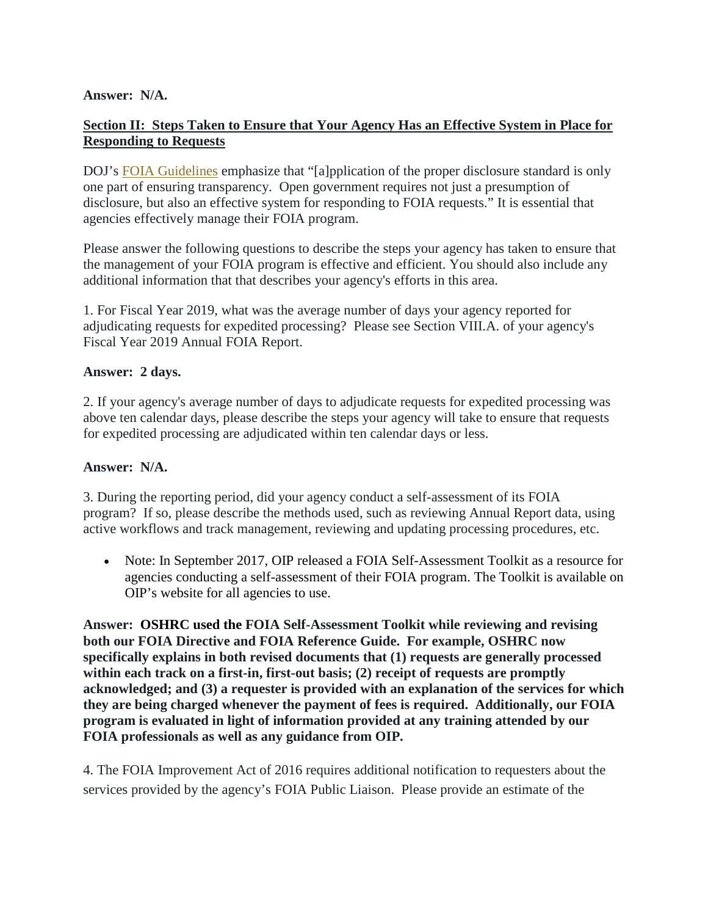**Answer: N/A.**

**Section II: Steps Taken to Ensure that Your Agency Has an Effective System in Place for Responding to Requests**

DOJ's FOIA Guidelines emphasize that "[a]pplication of the proper disclosure standard is only one part of ensuring transparency. Open government requires not just a presumption of disclosure, but also an effective system for responding to FOIA requests." It is essential that agencies effectively manage their FOIA program.

Please answer the following questions to describe the steps your agency has taken to ensure that the management of your FOIA program is effective and efficient. You should also include any additional information that that describes your agency's efforts in this area.

1. For Fiscal Year 2019, what was the average number of days your agency reported for adjudicating requests for expedited processing? Please see Section VIII.A. of your agency's Fiscal Year 2019 Annual FOIA Report.

**Answer: 2 days.**

2. If your agency's average number of days to adjudicate requests for expedited processing was above ten calendar days, please describe the steps your agency will take to ensure that requests for expedited processing are adjudicated within ten calendar days or less.

**Answer: N/A.**

3. During the reporting period, did your agency conduct a self-assessment of its FOIA program? If so, please describe the methods used, such as reviewing Annual Report data, using active workflows and track management, reviewing and updating processing procedures, etc.

- Note: In September 2017, OIP released a FOIA Self-Assessment Toolkit as a resource for agencies conducting a self-assessment of their FOIA program. The Toolkit is available on OIP's website for all agencies to use.

**Answer: OSHRC used the FOIA Self-Assessment Toolkit while reviewing and revising both our FOIA Directive and FOIA Reference Guide. For example, OSHRC now specifically explains in both revised documents that (1) requests are generally processed within each track on a first-in, first-out basis; (2) receipt of requests are promptly acknowledged; and (3) a requester is provided with an explanation of the services for which they are being charged whenever the payment of fees is required. Additionally, our FOIA program is evaluated in light of information provided at any training attended by our FOIA professionals as well as any guidance from OIP.**

4. The FOIA Improvement Act of 2016 requires additional notification to requesters about the services provided by the agency's FOIA Public Liaison. Please provide an estimate of the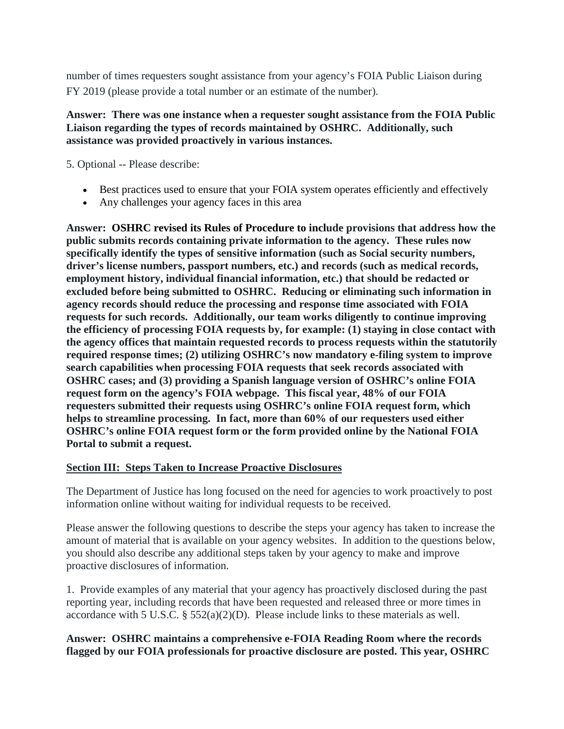number of times requesters sought assistance from your agency's FOIA Public Liaison during FY 2019 (please provide a total number or an estimate of the number).

**Answer: There was one instance when a requester sought assistance from the FOIA Public Liaison regarding the types of records maintained by OSHRC. Additionally, such assistance was provided proactively in various instances.**

5. Optional -- Please describe:

- Best practices used to ensure that your FOIA system operates efficiently and effectively
- Any challenges your agency faces in this area

**Answer: OSHRC revised its Rules of Procedure to include provisions that address how the public submits records containing private information to the agency. These rules now specifically identify the types of sensitive information (such as Social security numbers, driver's license numbers, passport numbers, etc.) and records (such as medical records, employment history, individual financial information, etc.) that should be redacted or excluded before being submitted to OSHRC. Reducing or eliminating such information in agency records should reduce the processing and response time associated with FOIA requests for such records. Additionally, our team works diligently to continue improving the efficiency of processing FOIA requests by, for example: (1) staying in close contact with the agency offices that maintain requested records to process requests within the statutorily required response times; (2) utilizing OSHRC's now mandatory e-filing system to improve search capabilities when processing FOIA requests that seek records associated with OSHRC cases; and (3) providing a Spanish language version of OSHRC's online FOIA request form on the agency's FOIA webpage. This fiscal year, 48% of our FOIA requesters submitted their requests using OSHRC's online FOIA request form, which helps to streamline processing. In fact, more than 60% of our requesters used either OSHRC's online FOIA request form or the form provided online by the National FOIA Portal to submit a request.**

## Section III: Steps Taken to Increase Proactive Disclosures

The Department of Justice has long focused on the need for agencies to work proactively to post information online without waiting for individual requests to be received.

Please answer the following questions to describe the steps your agency has taken to increase the amount of material that is available on your agency websites. In addition to the questions below, you should also describe any additional steps taken by your agency to make and improve proactive disclosures of information.

1. Provide examples of any material that your agency has proactively disclosed during the past reporting year, including records that have been requested and released three or more times in accordance with 5 U.S.C. § 552(a)(2)(D). Please include links to these materials as well.

**Answer: OSHRC maintains a comprehensive e-FOIA Reading Room where the records flagged by our FOIA professionals for proactive disclosure are posted. This year, OSHRC**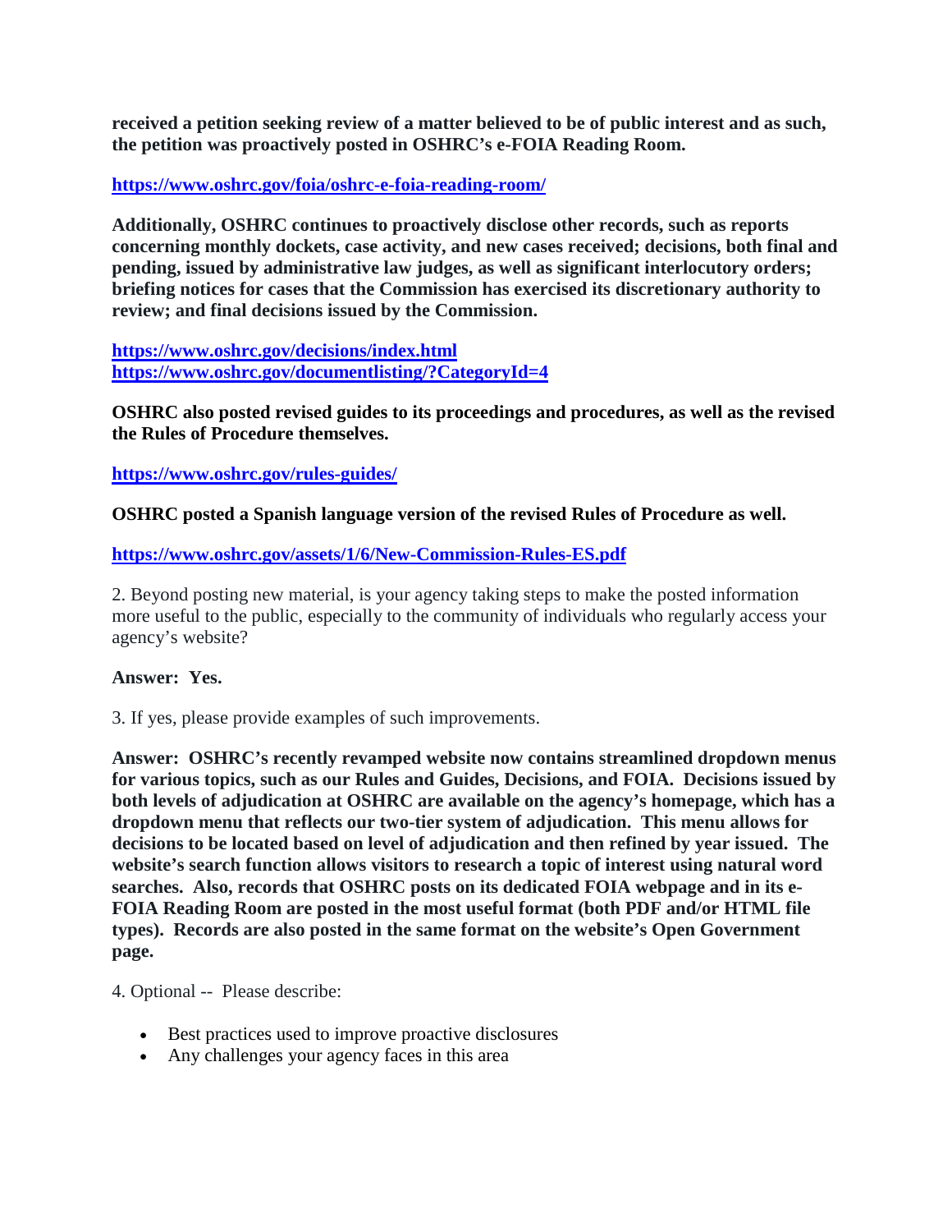**received a petition seeking review of a matter believed to be of public interest and as such, the petition was proactively posted in OSHRC's e-FOIA Reading Room.**

**https://www.oshrc.gov/foia/oshrc-e-foia-reading-room/**

**Additionally, OSHRC continues to proactively disclose other records, such as reports concerning monthly dockets, case activity, and new cases received; decisions, both final and pending, issued by administrative law judges, as well as significant interlocutory orders; briefing notices for cases that the Commission has exercised its discretionary authority to review; and final decisions issued by the Commission.**

**https://www.oshrc.gov/decisions/index.html**
**https://www.oshrc.gov/documentlisting/?CategoryId=4**

**OSHRC also posted revised guides to its proceedings and procedures, as well as the revised the Rules of Procedure themselves.**

**https://www.oshrc.gov/rules-guides/**

**OSHRC posted a Spanish language version of the revised Rules of Procedure as well.**

**https://www.oshrc.gov/assets/1/6/New-Commission-Rules-ES.pdf**

2. Beyond posting new material, is your agency taking steps to make the posted information more useful to the public, especially to the community of individuals who regularly access your agency's website?

**Answer: Yes.**

3. If yes, please provide examples of such improvements.

**Answer: OSHRC's recently revamped website now contains streamlined dropdown menus for various topics, such as our Rules and Guides, Decisions, and FOIA. Decisions issued by both levels of adjudication at OSHRC are available on the agency's homepage, which has a dropdown menu that reflects our two-tier system of adjudication. This menu allows for decisions to be located based on level of adjudication and then refined by year issued. The website's search function allows visitors to research a topic of interest using natural word searches. Also, records that OSHRC posts on its dedicated FOIA webpage and in its e-FOIA Reading Room are posted in the most useful format (both PDF and/or HTML file types). Records are also posted in the same format on the website's Open Government page.**

4. Optional -- Please describe:

- Best practices used to improve proactive disclosures
- Any challenges your agency faces in this area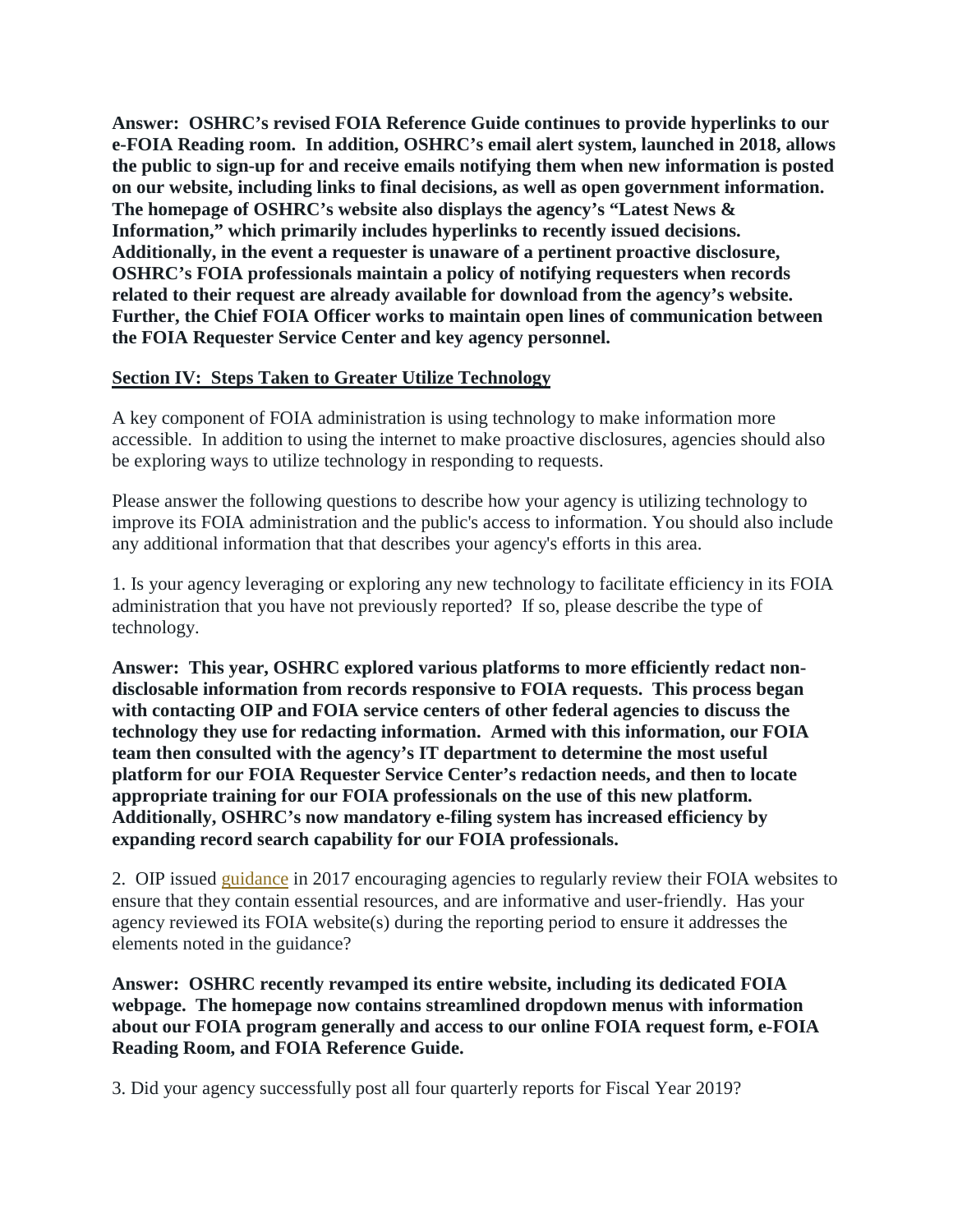**Answer: OSHRC's revised FOIA Reference Guide continues to provide hyperlinks to our e-FOIA Reading room. In addition, OSHRC's email alert system, launched in 2018, allows the public to sign-up for and receive emails notifying them when new information is posted on our website, including links to final decisions, as well as open government information. The homepage of OSHRC's website also displays the agency's "Latest News & Information," which primarily includes hyperlinks to recently issued decisions. Additionally, in the event a requester is unaware of a pertinent proactive disclosure, OSHRC's FOIA professionals maintain a policy of notifying requesters when records related to their request are already available for download from the agency's website. Further, the Chief FOIA Officer works to maintain open lines of communication between the FOIA Requester Service Center and key agency personnel.**

## Section IV: Steps Taken to Greater Utilize Technology

A key component of FOIA administration is using technology to make information more accessible. In addition to using the internet to make proactive disclosures, agencies should also be exploring ways to utilize technology in responding to requests.

Please answer the following questions to describe how your agency is utilizing technology to improve its FOIA administration and the public's access to information. You should also include any additional information that that describes your agency's efforts in this area.

1. Is your agency leveraging or exploring any new technology to facilitate efficiency in its FOIA administration that you have not previously reported? If so, please describe the type of technology.

**Answer: This year, OSHRC explored various platforms to more efficiently redact non-disclosable information from records responsive to FOIA requests. This process began with contacting OIP and FOIA service centers of other federal agencies to discuss the technology they use for redacting information. Armed with this information, our FOIA team then consulted with the agency's IT department to determine the most useful platform for our FOIA Requester Service Center's redaction needs, and then to locate appropriate training for our FOIA professionals on the use of this new platform. Additionally, OSHRC's now mandatory e-filing system has increased efficiency by expanding record search capability for our FOIA professionals.**

2. OIP issued guidance in 2017 encouraging agencies to regularly review their FOIA websites to ensure that they contain essential resources, and are informative and user-friendly. Has your agency reviewed its FOIA website(s) during the reporting period to ensure it addresses the elements noted in the guidance?

**Answer: OSHRC recently revamped its entire website, including its dedicated FOIA webpage. The homepage now contains streamlined dropdown menus with information about our FOIA program generally and access to our online FOIA request form, e-FOIA Reading Room, and FOIA Reference Guide.**

3. Did your agency successfully post all four quarterly reports for Fiscal Year 2019?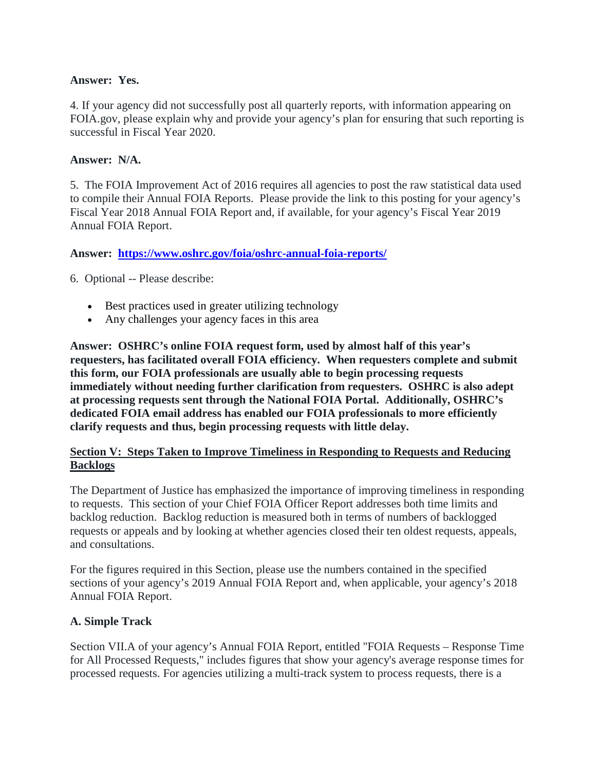**Answer: Yes.**

4. If your agency did not successfully post all quarterly reports, with information appearing on FOIA.gov, please explain why and provide your agency's plan for ensuring that such reporting is successful in Fiscal Year 2020.

**Answer: N/A.**

5. The FOIA Improvement Act of 2016 requires all agencies to post the raw statistical data used to compile their Annual FOIA Reports. Please provide the link to this posting for your agency's Fiscal Year 2018 Annual FOIA Report and, if available, for your agency's Fiscal Year 2019 Annual FOIA Report.

**Answer: [https://www.oshrc.gov/foia/oshrc-annual-foia-reports/](https://www.oshrc.gov/foia/oshrc-annual-foia-reports/)**

6. Optional -- Please describe:

- Best practices used in greater utilizing technology
- Any challenges your agency faces in this area

**Answer: OSHRC's online FOIA request form, used by almost half of this year's requesters, has facilitated overall FOIA efficiency. When requesters complete and submit this form, our FOIA professionals are usually able to begin processing requests immediately without needing further clarification from requesters. OSHRC is also adept at processing requests sent through the National FOIA Portal. Additionally, OSHRC's dedicated FOIA email address has enabled our FOIA professionals to more efficiently clarify requests and thus, begin processing requests with little delay.**

## Section V: Steps Taken to Improve Timeliness in Responding to Requests and Reducing Backlogs

The Department of Justice has emphasized the importance of improving timeliness in responding to requests. This section of your Chief FOIA Officer Report addresses both time limits and backlog reduction. Backlog reduction is measured both in terms of numbers of backlogged requests or appeals and by looking at whether agencies closed their ten oldest requests, appeals, and consultations.

For the figures required in this Section, please use the numbers contained in the specified sections of your agency's 2019 Annual FOIA Report and, when applicable, your agency's 2018 Annual FOIA Report.

### A. Simple Track

Section VII.A of your agency's Annual FOIA Report, entitled "FOIA Requests – Response Time for All Processed Requests," includes figures that show your agency's average response times for processed requests. For agencies utilizing a multi-track system to process requests, there is a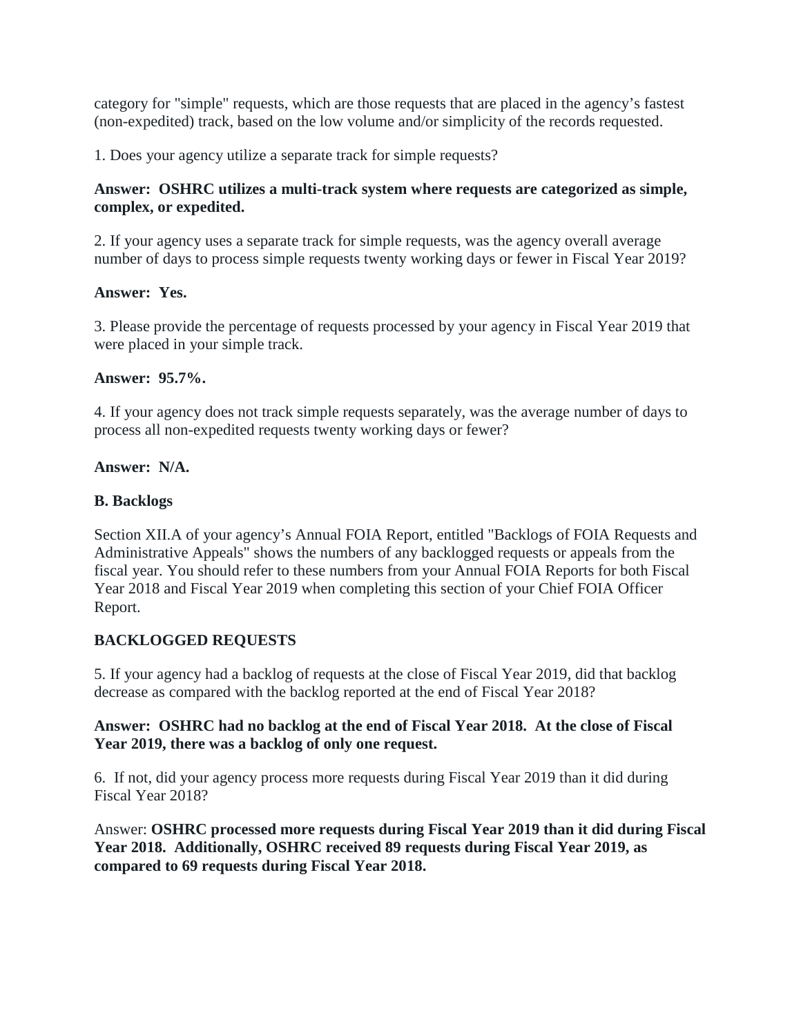category for "simple" requests, which are those requests that are placed in the agency's fastest (non-expedited) track, based on the low volume and/or simplicity of the records requested.

1. Does your agency utilize a separate track for simple requests?

**Answer: OSHRC utilizes a multi-track system where requests are categorized as simple, complex, or expedited.**

2. If your agency uses a separate track for simple requests, was the agency overall average number of days to process simple requests twenty working days or fewer in Fiscal Year 2019?

**Answer: Yes.**

3. Please provide the percentage of requests processed by your agency in Fiscal Year 2019 that were placed in your simple track.

**Answer: 95.7%.**

4. If your agency does not track simple requests separately, was the average number of days to process all non-expedited requests twenty working days or fewer?

**Answer: N/A.**

**B. Backlogs**

Section XII.A of your agency's Annual FOIA Report, entitled "Backlogs of FOIA Requests and Administrative Appeals" shows the numbers of any backlogged requests or appeals from the fiscal year. You should refer to these numbers from your Annual FOIA Reports for both Fiscal Year 2018 and Fiscal Year 2019 when completing this section of your Chief FOIA Officer Report.

**BACKLOGGED REQUESTS**

5. If your agency had a backlog of requests at the close of Fiscal Year 2019, did that backlog decrease as compared with the backlog reported at the end of Fiscal Year 2018?

**Answer: OSHRC had no backlog at the end of Fiscal Year 2018. At the close of Fiscal Year 2019, there was a backlog of only one request.**

6. If not, did your agency process more requests during Fiscal Year 2019 than it did during Fiscal Year 2018?

Answer: **OSHRC processed more requests during Fiscal Year 2019 than it did during Fiscal Year 2018. Additionally, OSHRC received 89 requests during Fiscal Year 2019, as compared to 69 requests during Fiscal Year 2018.**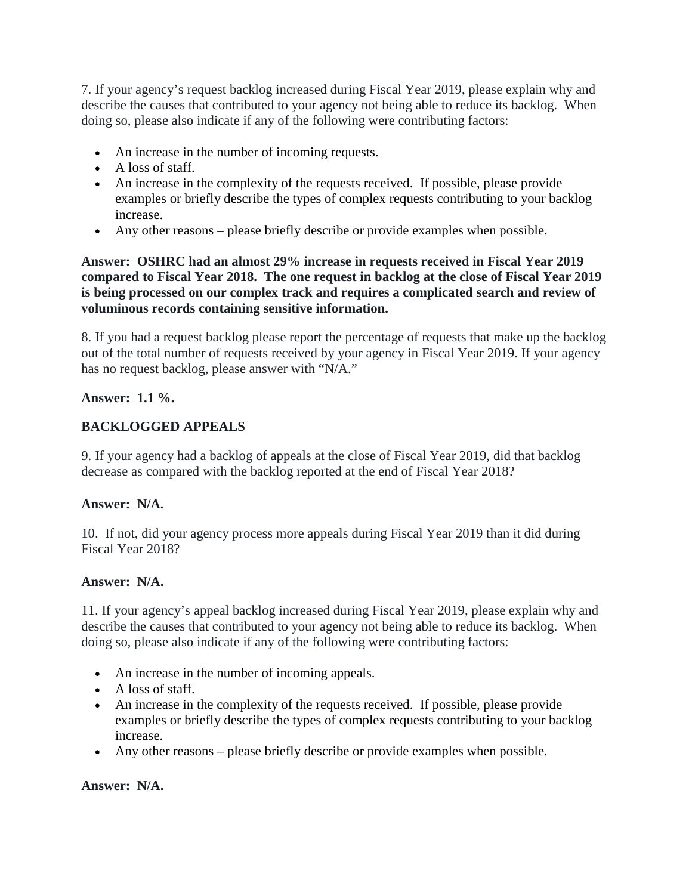7. If your agency's request backlog increased during Fiscal Year 2019, please explain why and describe the causes that contributed to your agency not being able to reduce its backlog. When doing so, please also indicate if any of the following were contributing factors:

- An increase in the number of incoming requests.
- A loss of staff.
- An increase in the complexity of the requests received. If possible, please provide examples or briefly describe the types of complex requests contributing to your backlog increase.
- Any other reasons – please briefly describe or provide examples when possible.

**Answer: OSHRC had an almost 29% increase in requests received in Fiscal Year 2019 compared to Fiscal Year 2018. The one request in backlog at the close of Fiscal Year 2019 is being processed on our complex track and requires a complicated search and review of voluminous records containing sensitive information.**

8. If you had a request backlog please report the percentage of requests that make up the backlog out of the total number of requests received by your agency in Fiscal Year 2019. If your agency has no request backlog, please answer with "N/A."

**Answer: 1.1 %.**

## BACKLOGGED APPEALS

9. If your agency had a backlog of appeals at the close of Fiscal Year 2019, did that backlog decrease as compared with the backlog reported at the end of Fiscal Year 2018?

**Answer: N/A.**

10. If not, did your agency process more appeals during Fiscal Year 2019 than it did during Fiscal Year 2018?

**Answer: N/A.**

11. If your agency's appeal backlog increased during Fiscal Year 2019, please explain why and describe the causes that contributed to your agency not being able to reduce its backlog. When doing so, please also indicate if any of the following were contributing factors:

- An increase in the number of incoming appeals.
- A loss of staff.
- An increase in the complexity of the requests received. If possible, please provide examples or briefly describe the types of complex requests contributing to your backlog increase.
- Any other reasons – please briefly describe or provide examples when possible.

**Answer: N/A.**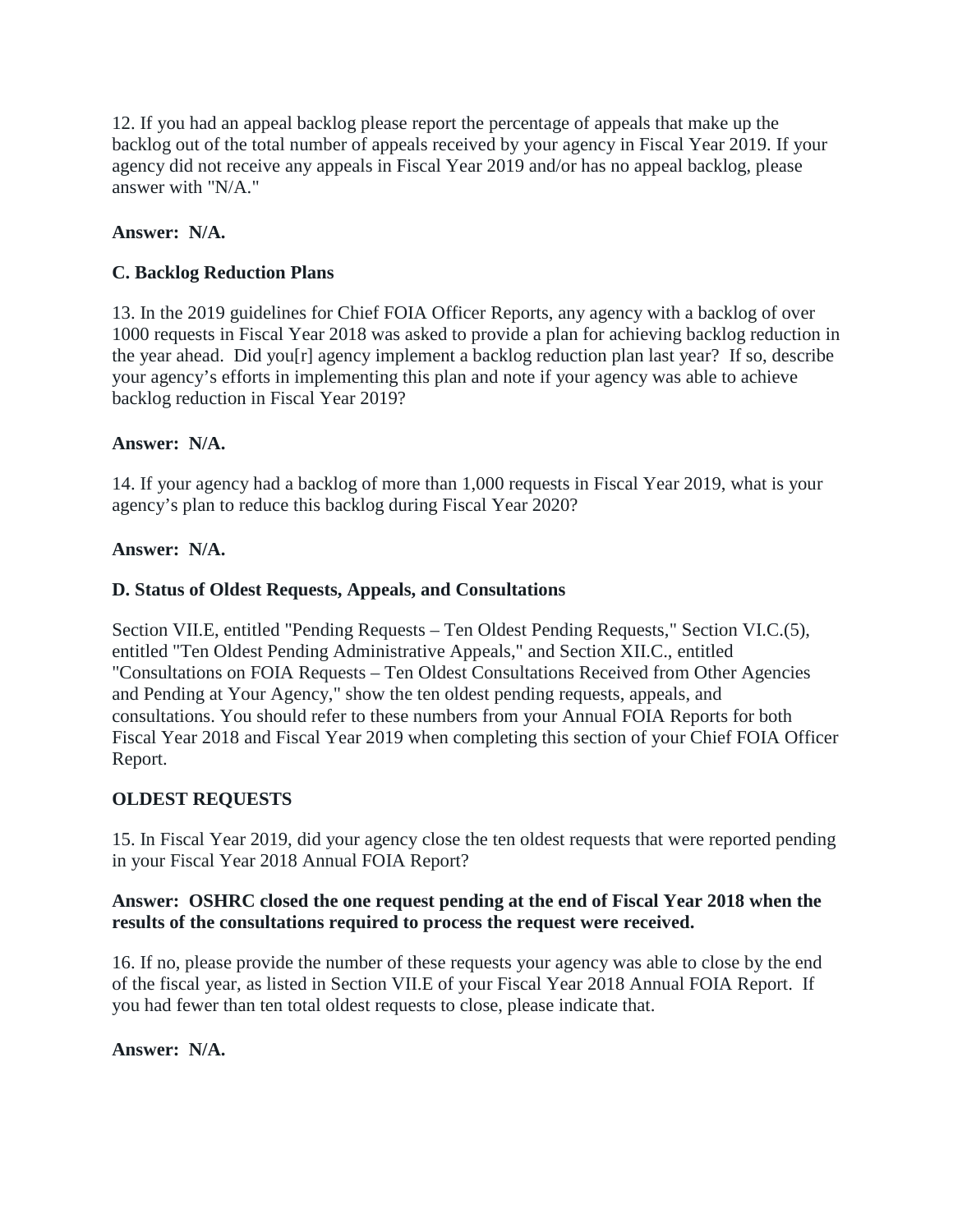12. If you had an appeal backlog please report the percentage of appeals that make up the backlog out of the total number of appeals received by your agency in Fiscal Year 2019. If your agency did not receive any appeals in Fiscal Year 2019 and/or has no appeal backlog, please answer with "N/A."

**Answer: N/A.**

### C. Backlog Reduction Plans

13. In the 2019 guidelines for Chief FOIA Officer Reports, any agency with a backlog of over 1000 requests in Fiscal Year 2018 was asked to provide a plan for achieving backlog reduction in the year ahead. Did you[r] agency implement a backlog reduction plan last year? If so, describe your agency's efforts in implementing this plan and note if your agency was able to achieve backlog reduction in Fiscal Year 2019?

**Answer: N/A.**

14. If your agency had a backlog of more than 1,000 requests in Fiscal Year 2019, what is your agency's plan to reduce this backlog during Fiscal Year 2020?

**Answer: N/A.**

### D. Status of Oldest Requests, Appeals, and Consultations

Section VII.E, entitled "Pending Requests – Ten Oldest Pending Requests," Section VI.C.(5), entitled "Ten Oldest Pending Administrative Appeals," and Section XII.C., entitled "Consultations on FOIA Requests – Ten Oldest Consultations Received from Other Agencies and Pending at Your Agency," show the ten oldest pending requests, appeals, and consultations. You should refer to these numbers from your Annual FOIA Reports for both Fiscal Year 2018 and Fiscal Year 2019 when completing this section of your Chief FOIA Officer Report.

### OLDEST REQUESTS

15. In Fiscal Year 2019, did your agency close the ten oldest requests that were reported pending in your Fiscal Year 2018 Annual FOIA Report?

**Answer: OSHRC closed the one request pending at the end of Fiscal Year 2018 when the results of the consultations required to process the request were received.**

16. If no, please provide the number of these requests your agency was able to close by the end of the fiscal year, as listed in Section VII.E of your Fiscal Year 2018 Annual FOIA Report. If you had fewer than ten total oldest requests to close, please indicate that.

**Answer: N/A.**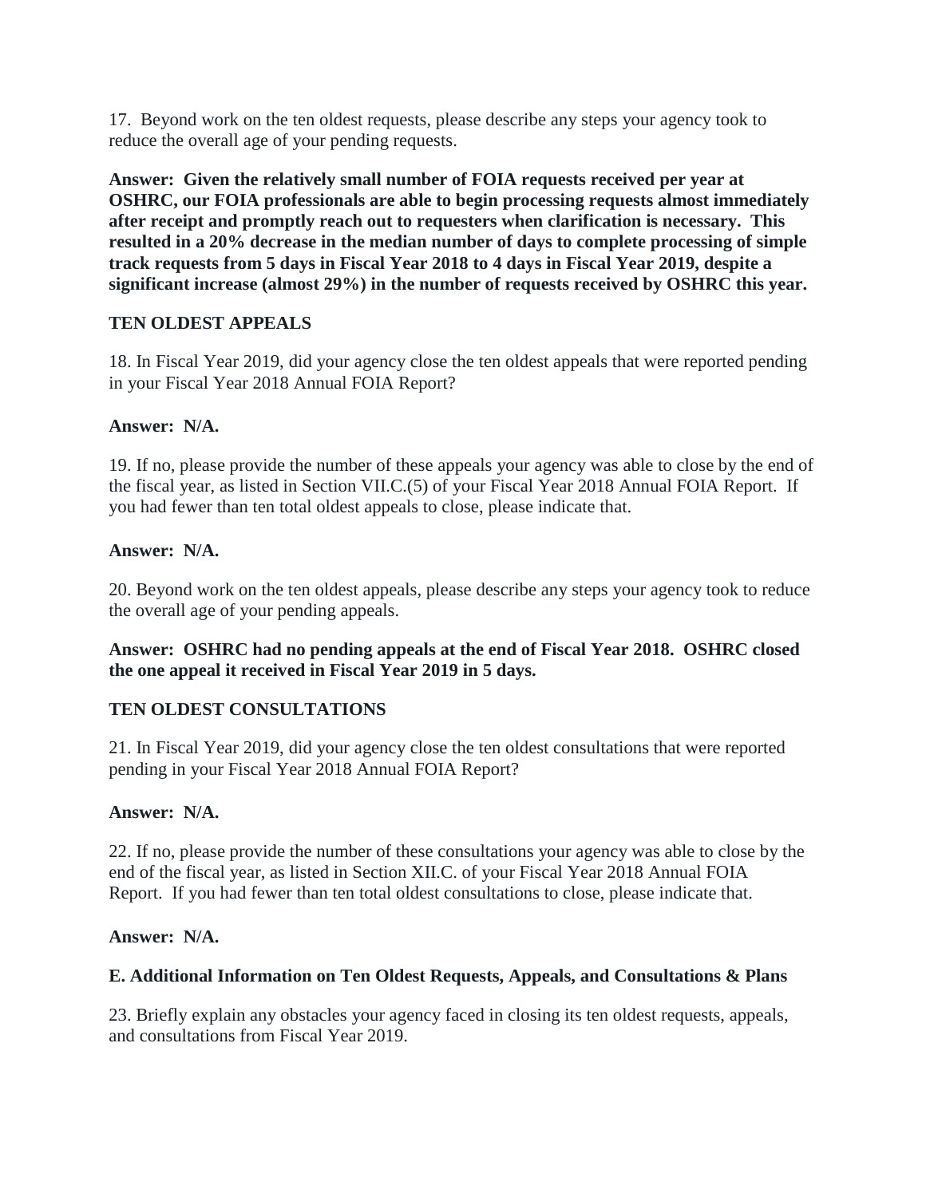17. Beyond work on the ten oldest requests, please describe any steps your agency took to reduce the overall age of your pending requests.

**Answer: Given the relatively small number of FOIA requests received per year at OSHRC, our FOIA professionals are able to begin processing requests almost immediately after receipt and promptly reach out to requesters when clarification is necessary. This resulted in a 20% decrease in the median number of days to complete processing of simple track requests from 5 days in Fiscal Year 2018 to 4 days in Fiscal Year 2019, despite a significant increase (almost 29%) in the number of requests received by OSHRC this year.**

**TEN OLDEST APPEALS**

18. In Fiscal Year 2019, did your agency close the ten oldest appeals that were reported pending in your Fiscal Year 2018 Annual FOIA Report?

**Answer: N/A.**

19. If no, please provide the number of these appeals your agency was able to close by the end of the fiscal year, as listed in Section VII.C.(5) of your Fiscal Year 2018 Annual FOIA Report. If you had fewer than ten total oldest appeals to close, please indicate that.

**Answer: N/A.**

20. Beyond work on the ten oldest appeals, please describe any steps your agency took to reduce the overall age of your pending appeals.

**Answer: OSHRC had no pending appeals at the end of Fiscal Year 2018. OSHRC closed the one appeal it received in Fiscal Year 2019 in 5 days.**

**TEN OLDEST CONSULTATIONS**

21. In Fiscal Year 2019, did your agency close the ten oldest consultations that were reported pending in your Fiscal Year 2018 Annual FOIA Report?

**Answer: N/A.**

22. If no, please provide the number of these consultations your agency was able to close by the end of the fiscal year, as listed in Section XII.C. of your Fiscal Year 2018 Annual FOIA Report. If you had fewer than ten total oldest consultations to close, please indicate that.

**Answer: N/A.**

**E. Additional Information on Ten Oldest Requests, Appeals, and Consultations & Plans**

23. Briefly explain any obstacles your agency faced in closing its ten oldest requests, appeals, and consultations from Fiscal Year 2019.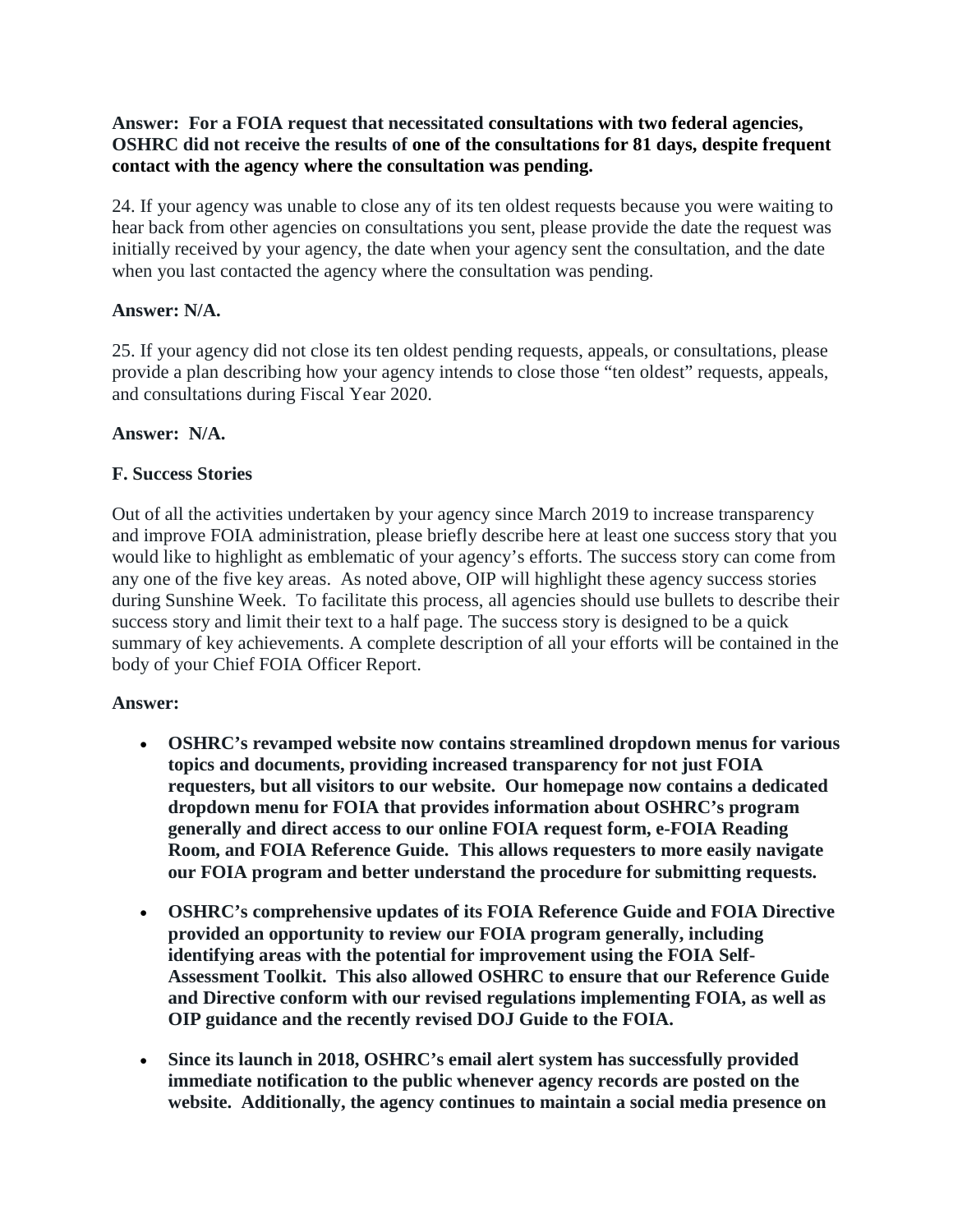**Answer: For a FOIA request that necessitated consultations with two federal agencies, OSHRC did not receive the results of one of the consultations for 81 days, despite frequent contact with the agency where the consultation was pending.**

24. If your agency was unable to close any of its ten oldest requests because you were waiting to hear back from other agencies on consultations you sent, please provide the date the request was initially received by your agency, the date when your agency sent the consultation, and the date when you last contacted the agency where the consultation was pending.

**Answer: N/A.**

25. If your agency did not close its ten oldest pending requests, appeals, or consultations, please provide a plan describing how your agency intends to close those "ten oldest" requests, appeals, and consultations during Fiscal Year 2020.

**Answer: N/A.**

### F. Success Stories

Out of all the activities undertaken by your agency since March 2019 to increase transparency and improve FOIA administration, please briefly describe here at least one success story that you would like to highlight as emblematic of your agency's efforts. The success story can come from any one of the five key areas. As noted above, OIP will highlight these agency success stories during Sunshine Week. To facilitate this process, all agencies should use bullets to describe their success story and limit their text to a half page. The success story is designed to be a quick summary of key achievements. A complete description of all your efforts will be contained in the body of your Chief FOIA Officer Report.

**Answer:**

- **OSHRC's revamped website now contains streamlined dropdown menus for various topics and documents, providing increased transparency for not just FOIA requesters, but all visitors to our website. Our homepage now contains a dedicated dropdown menu for FOIA that provides information about OSHRC's program generally and direct access to our online FOIA request form, e-FOIA Reading Room, and FOIA Reference Guide. This allows requesters to more easily navigate our FOIA program and better understand the procedure for submitting requests.**

- **OSHRC's comprehensive updates of its FOIA Reference Guide and FOIA Directive provided an opportunity to review our FOIA program generally, including identifying areas with the potential for improvement using the FOIA Self-Assessment Toolkit. This also allowed OSHRC to ensure that our Reference Guide and Directive conform with our revised regulations implementing FOIA, as well as OIP guidance and the recently revised DOJ Guide to the FOIA.**

- **Since its launch in 2018, OSHRC's email alert system has successfully provided immediate notification to the public whenever agency records are posted on the website. Additionally, the agency continues to maintain a social media presence on**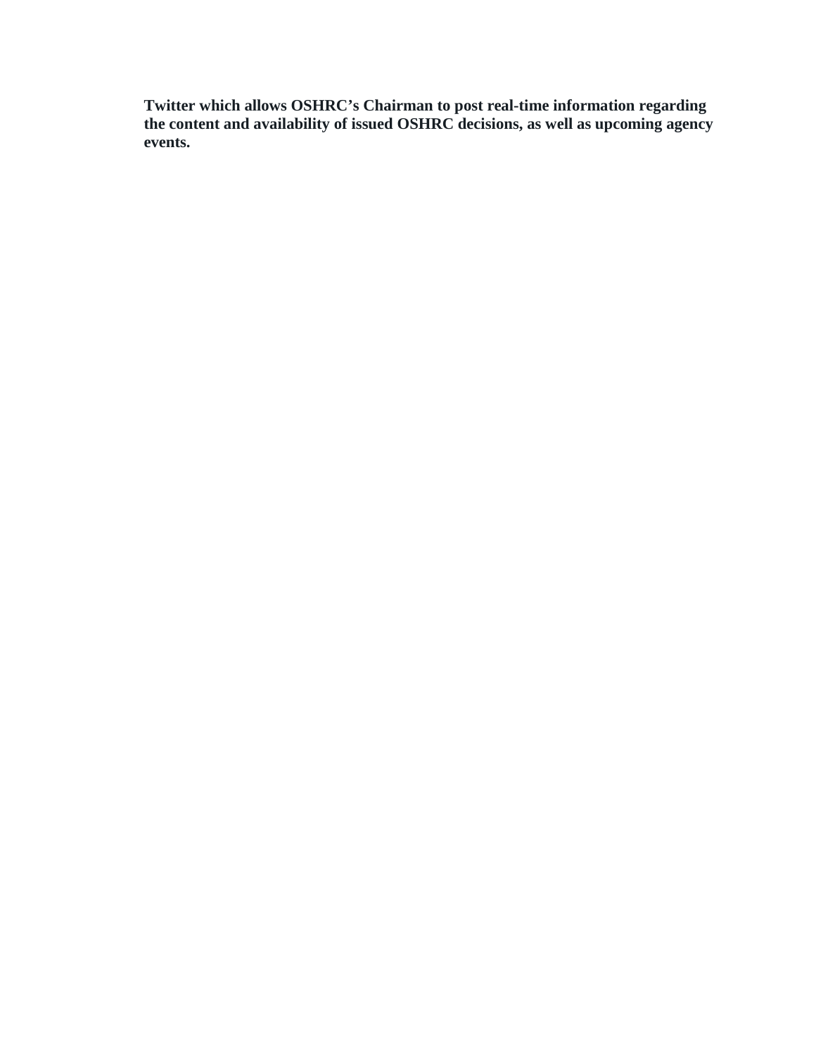**Twitter which allows OSHRC's Chairman to post real-time information regarding the content and availability of issued OSHRC decisions, as well as upcoming agency events.**